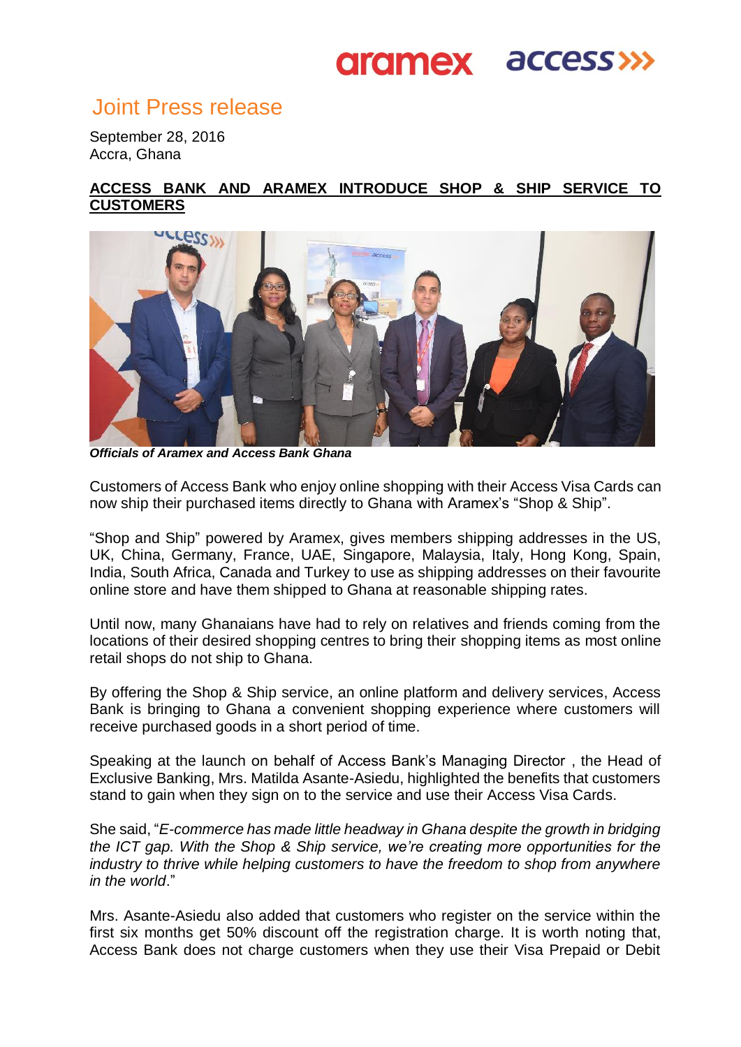# Joint Press release

September 28, 2016
Accra, Ghana

## ACCESS BANK AND ARAMEX INTRODUCE SHOP & SHIP SERVICE TO CUSTOMERS

***Officials of Aramex and Access Bank Ghana***

Customers of Access Bank who enjoy online shopping with their Access Visa Cards can now ship their purchased items directly to Ghana with Aramex's "Shop & Ship".

"Shop and Ship" powered by Aramex, gives members shipping addresses in the US, UK, China, Germany, France, UAE, Singapore, Malaysia, Italy, Hong Kong, Spain, India, South Africa, Canada and Turkey to use as shipping addresses on their favourite online store and have them shipped to Ghana at reasonable shipping rates.

Until now, many Ghanaians have had to rely on relatives and friends coming from the locations of their desired shopping centres to bring their shopping items as most online retail shops do not ship to Ghana.

By offering the Shop & Ship service, an online platform and delivery services, Access Bank is bringing to Ghana a convenient shopping experience where customers will receive purchased goods in a short period of time.

Speaking at the launch on behalf of Access Bank's Managing Director , the Head of Exclusive Banking, Mrs. Matilda Asante-Asiedu, highlighted the benefits that customers stand to gain when they sign on to the service and use their Access Visa Cards.

She said, "*E-commerce has made little headway in Ghana despite the growth in bridging the ICT gap. With the Shop & Ship service, we're creating more opportunities for the industry to thrive while helping customers to have the freedom to shop from anywhere in the world*."

Mrs. Asante-Asiedu also added that customers who register on the service within the first six months get 50% discount off the registration charge. It is worth noting that, Access Bank does not charge customers when they use their Visa Prepaid or Debit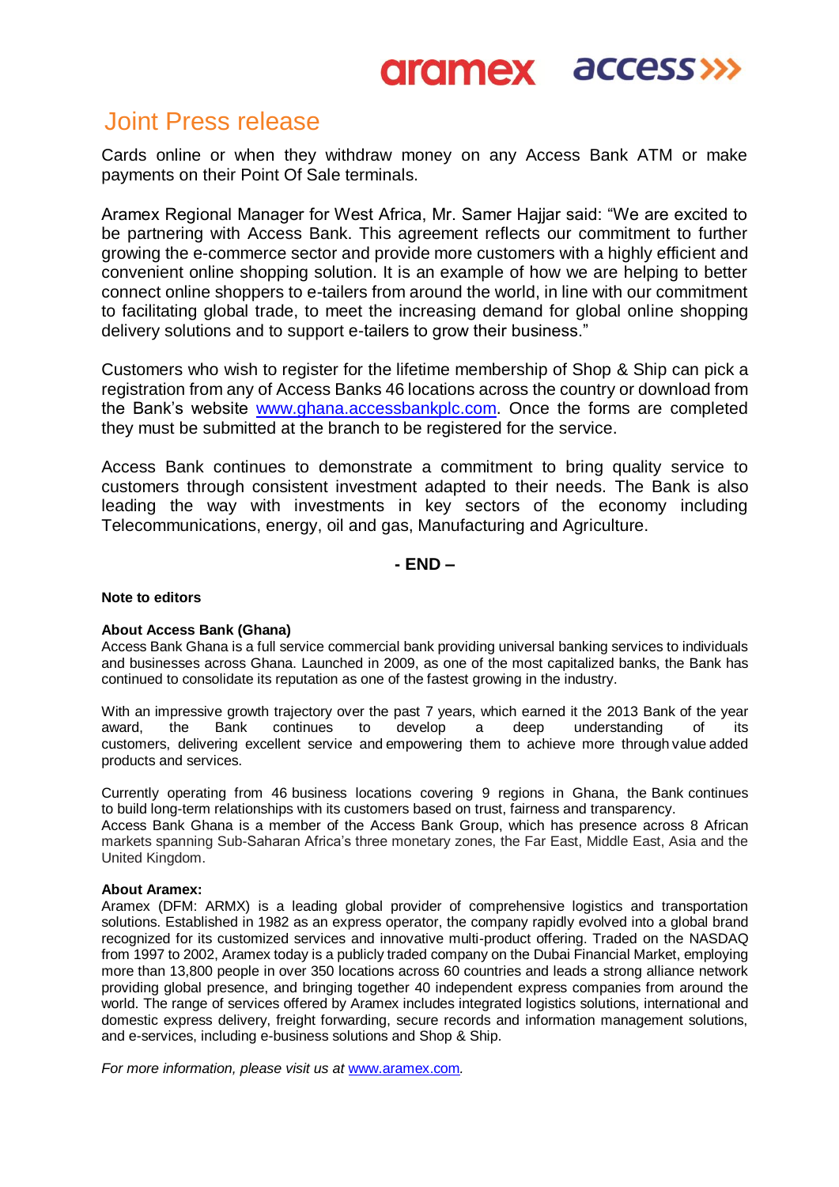# Joint Press release

Cards online or when they withdraw money on any Access Bank ATM or make payments on their Point Of Sale terminals.

Aramex Regional Manager for West Africa, Mr. Samer Hajjar said: "We are excited to be partnering with Access Bank. This agreement reflects our commitment to further growing the e-commerce sector and provide more customers with a highly efficient and convenient online shopping solution. It is an example of how we are helping to better connect online shoppers to e-tailers from around the world, in line with our commitment to facilitating global trade, to meet the increasing demand for global online shopping delivery solutions and to support e-tailers to grow their business."

Customers who wish to register for the lifetime membership of Shop & Ship can pick a registration from any of Access Banks 46 locations across the country or download from the Bank's website [www.ghana.accessbankplc.com](http://www.ghana.accessbankplc.com). Once the forms are completed they must be submitted at the branch to be registered for the service.

Access Bank continues to demonstrate a commitment to bring quality service to customers through consistent investment adapted to their needs. The Bank is also leading the way with investments in key sectors of the economy including Telecommunications, energy, oil and gas, Manufacturing and Agriculture.

**- END –**

**Note to editors**

**About Access Bank (Ghana)**

Access Bank Ghana is a full service commercial bank providing universal banking services to individuals and businesses across Ghana. Launched in 2009, as one of the most capitalized banks, the Bank has continued to consolidate its reputation as one of the fastest growing in the industry.

With an impressive growth trajectory over the past 7 years, which earned it the 2013 Bank of the year award, the Bank continues to develop a deep understanding of its customers, delivering excellent service and empowering them to achieve more through value added products and services.

Currently operating from 46 business locations covering 9 regions in Ghana, the Bank continues to build long-term relationships with its customers based on trust, fairness and transparency.
Access Bank Ghana is a member of the Access Bank Group, which has presence across 8 African markets spanning Sub-Saharan Africa's three monetary zones, the Far East, Middle East, Asia and the United Kingdom.

**About Aramex:**

Aramex (DFM: ARMX) is a leading global provider of comprehensive logistics and transportation solutions. Established in 1982 as an express operator, the company rapidly evolved into a global brand recognized for its customized services and innovative multi-product offering. Traded on the NASDAQ from 1997 to 2002, Aramex today is a publicly traded company on the Dubai Financial Market, employing more than 13,800 people in over 350 locations across 60 countries and leads a strong alliance network providing global presence, and bringing together 40 independent express companies from around the world. The range of services offered by Aramex includes integrated logistics solutions, international and domestic express delivery, freight forwarding, secure records and information management solutions, and e-services, including e-business solutions and Shop & Ship.

*For more information, please visit us at [www.aramex.com](http://www.aramex.com).*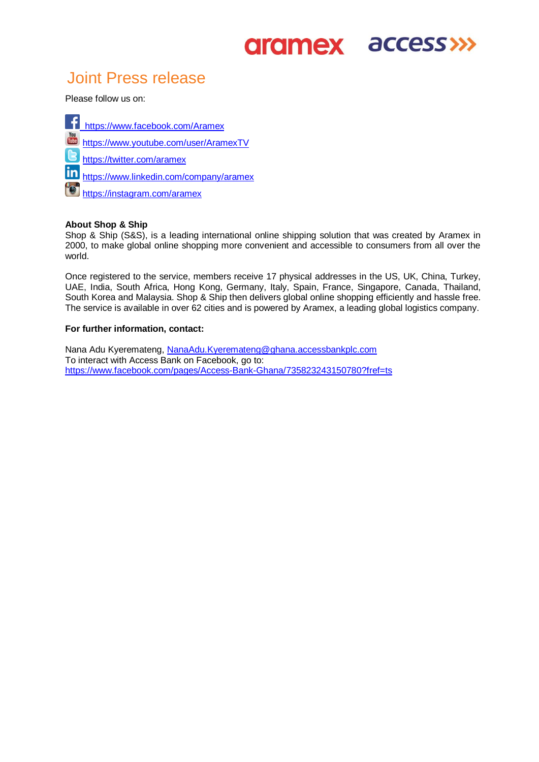# Joint Press release

Please follow us on:

https://www.facebook.com/Aramex
https://www.youtube.com/user/AramexTV
https://twitter.com/aramex
https://www.linkedin.com/company/aramex
https://instagram.com/aramex

**About Shop & Ship**
Shop & Ship (S&S), is a leading international online shipping solution that was created by Aramex in 2000, to make global online shopping more convenient and accessible to consumers from all over the world.

Once registered to the service, members receive 17 physical addresses in the US, UK, China, Turkey, UAE, India, South Africa, Hong Kong, Germany, Italy, Spain, France, Singapore, Canada, Thailand, South Korea and Malaysia. Shop & Ship then delivers global online shopping efficiently and hassle free. The service is available in over 62 cities and is powered by Aramex, a leading global logistics company.

**For further information, contact:**

Nana Adu Kyeremateng, NanaAdu.Kyeremateng@ghana.accessbankplc.com
To interact with Access Bank on Facebook, go to:
https://www.facebook.com/pages/Access-Bank-Ghana/735823243150780?fref=ts